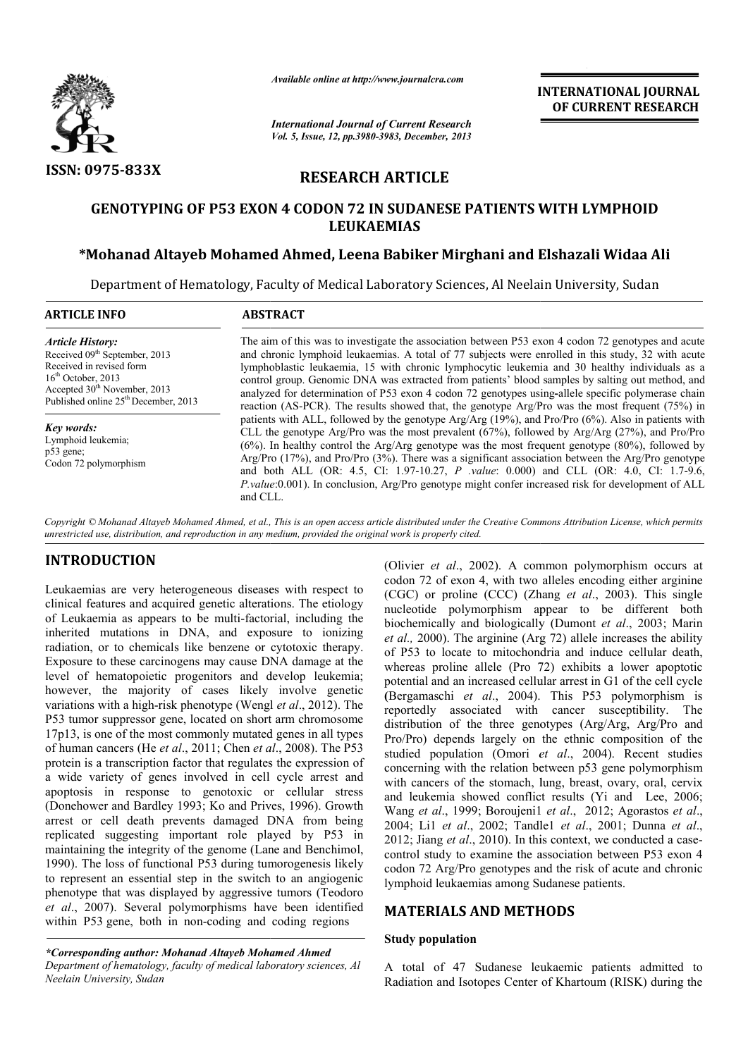ISSN: 0975-833X

*Available online at http://www.journalcra.com*

*International Journal of Current Research*
*Vol. 5, Issue, 12, pp.3980-3983, December, 2013*

**INTERNATIONAL JOURNAL OF CURRENT RESEARCH**

## RESEARCH ARTICLE

# GENOTYPING OF P53 EXON 4 CODON 72 IN SUDANESE PATIENTS WITH LYMPHOID LEUKAEMIAS

**\*Mohanad Altayeb Mohamed Ahmed, Leena Babiker Mirghani and Elshazali Widaa Ali**

Department of Hematology, Faculty of Medical Laboratory Sciences, Al Neelain University, Sudan

### ARTICLE INFO

*Article History:*
Received 09th September, 2013
Received in revised form
16th October, 2013
Accepted 30th November, 2013
Published online 25th December, 2013

*Key words:*
Lymphoid leukemia;
p53 gene;
Codon 72 polymorphism

### ABSTRACT

The aim of this was to investigate the association between P53 exon 4 codon 72 genotypes and acute and chronic lymphoid leukaemias. A total of 77 subjects were enrolled in this study, 32 with acute lymphoblastic leukaemia, 15 with chronic lymphocytic leukemia and 30 healthy individuals as a control group. Genomic DNA was extracted from patients' blood samples by salting out method, and analyzed for determination of P53 exon 4 codon 72 genotypes using-allele specific polymerase chain reaction (AS-PCR). The results showed that, the genotype Arg/Pro was the most frequent (75%) in patients with ALL, followed by the genotype Arg/Arg (19%), and Pro/Pro (6%). Also in patients with CLL the genotype Arg/Pro was the most prevalent (67%), followed by Arg/Arg (27%), and Pro/Pro (6%). In healthy control the Arg/Arg genotype was the most frequent genotype (80%), followed by Arg/Pro (17%), and Pro/Pro (3%). There was a significant association between the Arg/Pro genotype and both ALL (OR: 4.5, CI: 1.97-10.27, *P .value*: 0.000) and CLL (OR: 4.0, CI: 1.7-9.6, *P.value*:0.001). In conclusion, Arg/Pro genotype might confer increased risk for development of ALL and CLL.

*Copyright © Mohanad Altayeb Mohamed Ahmed, et al., This is an open access article distributed under the Creative Commons Attribution License, which permits unrestricted use, distribution, and reproduction in any medium, provided the original work is properly cited.*

## INTRODUCTION

Leukaemias are very heterogeneous diseases with respect to clinical features and acquired genetic alterations. The etiology of Leukaemia as appears to be multi-factorial, including the inherited mutations in DNA, and exposure to ionizing radiation, or to chemicals like benzene or cytotoxic therapy. Exposure to these carcinogens may cause DNA damage at the level of hematopoietic progenitors and develop leukemia; however, the majority of cases likely involve genetic variations with a high-risk phenotype (Wengl *et al*., 2012). The P53 tumor suppressor gene, located on short arm chromosome 17p13, is one of the most commonly mutated genes in all types of human cancers (He *et al*., 2011; Chen *et al*., 2008). The P53 protein is a transcription factor that regulates the expression of a wide variety of genes involved in cell cycle arrest and apoptosis in response to genotoxic or cellular stress (Donehower and Bardley 1993; Ko and Prives, 1996). Growth arrest or cell death prevents damaged DNA from being replicated suggesting important role played by P53 in maintaining the integrity of the genome (Lane and Benchimol, 1990). The loss of functional P53 during tumorogenesis likely to represent an essential step in the switch to an angiogenic phenotype that was displayed by aggressive tumors (Teodoro *et al*., 2007). Several polymorphisms have been identified within P53 gene, both in non-coding and coding regions (Olivier *et al*., 2002). A common polymorphism occurs at codon 72 of exon 4, with two alleles encoding either arginine (CGC) or proline (CCC) (Zhang *et al*., 2003). This single nucleotide polymorphism appear to be different both biochemically and biologically (Dumont *et al*., 2003; Marin *et al.,* 2000). The arginine (Arg 72) allele increases the ability of P53 to locate to mitochondria and induce cellular death, whereas proline allele (Pro 72) exhibits a lower apoptotic potential and an increased cellular arrest in G1 of the cell cycle (Bergamaschi *et al*., 2004). This P53 polymorphism is reportedly associated with cancer susceptibility. The distribution of the three genotypes (Arg/Arg, Arg/Pro and Pro/Pro) depends largely on the ethnic composition of the studied population (Omori *et al*., 2004). Recent studies concerning with the relation between p53 gene polymorphism with cancers of the stomach, lung, breast, ovary, oral, cervix and leukemia showed conflict results (Yi and Lee, 2006; Wang *et al*., 1999; Boroujeni1 *et al*., 2012; Agorastos *et al*., 2004; Li1 *et al*., 2002; Tandle1 *et al*., 2001; Dunna *et al*., 2012; Jiang *et al*., 2010). In this context, we conducted a case-control study to examine the association between P53 exon 4 codon 72 Arg/Pro genotypes and the risk of acute and chronic lymphoid leukaemias among Sudanese patients.

## MATERIALS AND METHODS

### Study population

A total of 47 Sudanese leukaemic patients admitted to Radiation and Isotopes Center of Khartoum (RISK) during the

*\*Corresponding author: Mohanad Altayeb Mohamed Ahmed*
*Department of hematology, faculty of medical laboratory sciences, Al Neelain University, Sudan*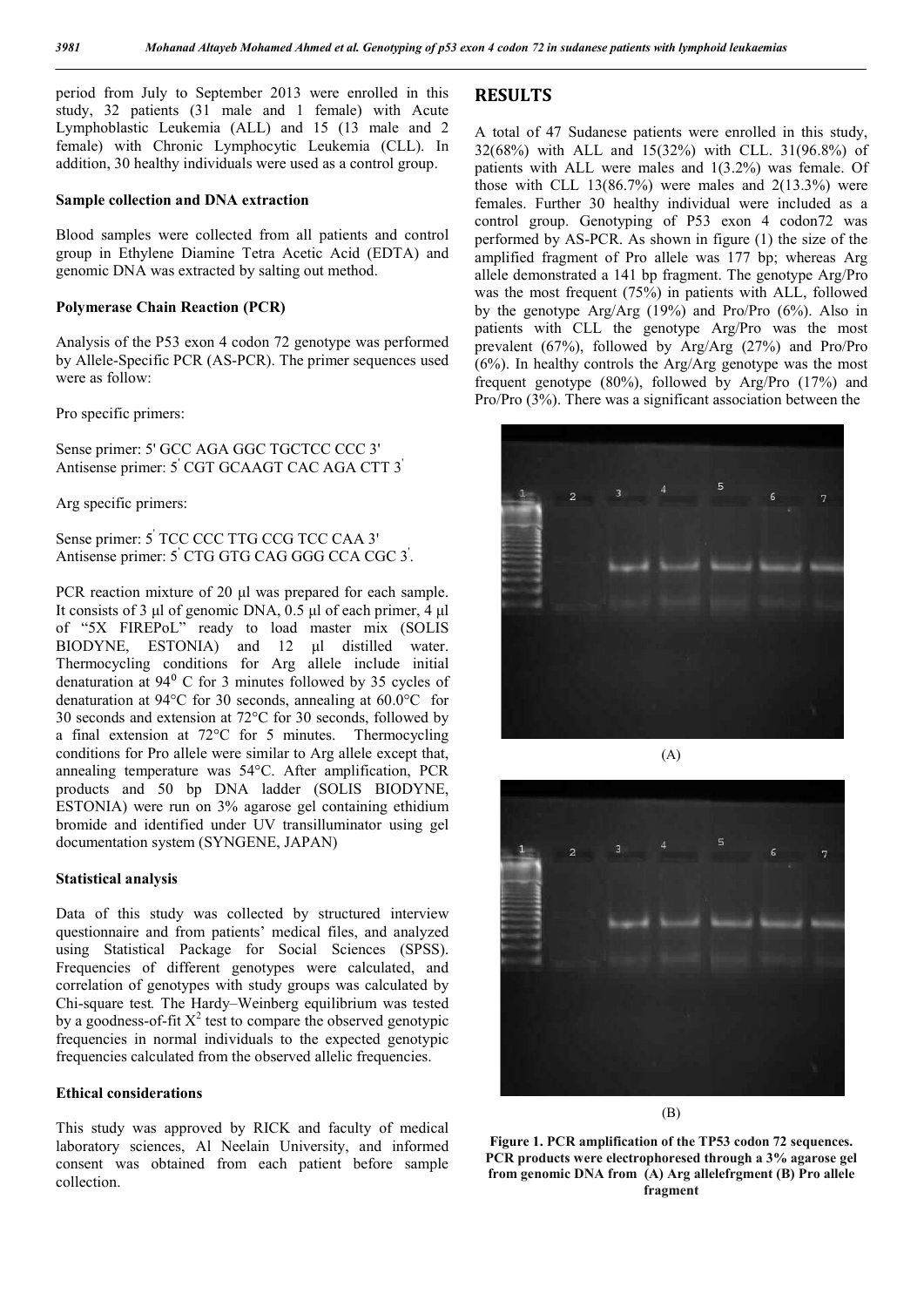period from July to September 2013 were enrolled in this study, 32 patients (31 male and 1 female) with Acute Lymphoblastic Leukemia (ALL) and 15 (13 male and 2 female) with Chronic Lymphocytic Leukemia (CLL). In addition, 30 healthy individuals were used as a control group.

### Sample collection and DNA extraction

Blood samples were collected from all patients and control group in Ethylene Diamine Tetra Acetic Acid (EDTA) and genomic DNA was extracted by salting out method.

### Polymerase Chain Reaction (PCR)

Analysis of the P53 exon 4 codon 72 genotype was performed by Allele-Specific PCR (AS-PCR). The primer sequences used were as follow:

Pro specific primers:

Sense primer: 5' GCC AGA GGC TGCTCC CCC 3'
Antisense primer: 5' CGT GCAAGT CAC AGA CTT 3'

Arg specific primers:

Sense primer: 5' TCC CCC TTG CCG TCC CAA 3'
Antisense primer: 5' CTG GTG CAG GGG CCA CGC 3'.

PCR reaction mixture of 20 µl was prepared for each sample. It consists of 3 µl of genomic DNA, 0.5 µl of each primer, 4 µl of "5X FIREPoL" ready to load master mix (SOLIS BIODYNE, ESTONIA) and 12 µl distilled water. Thermocycling conditions for Arg allele include initial denaturation at 94$^0$ C for 3 minutes followed by 35 cycles of denaturation at 94°C for 30 seconds, annealing at 60.0°C for 30 seconds and extension at 72°C for 30 seconds, followed by a final extension at 72°C for 5 minutes. Thermocycling conditions for Pro allele were similar to Arg allele except that, annealing temperature was 54°C. After amplification, PCR products and 50 bp DNA ladder (SOLIS BIODYNE, ESTONIA) were run on 3% agarose gel containing ethidium bromide and identified under UV transilluminator using gel documentation system (SYNGENE, JAPAN)

### Statistical analysis

Data of this study was collected by structured interview questionnaire and from patients' medical files, and analyzed using Statistical Package for Social Sciences (SPSS). Frequencies of different genotypes were calculated, and correlation of genotypes with study groups was calculated by Chi-square test. The Hardy–Weinberg equilibrium was tested by a goodness-of-fit $X^2$ test to compare the observed genotypic frequencies in normal individuals to the expected genotypic frequencies calculated from the observed allelic frequencies.

### Ethical considerations

This study was approved by RICK and faculty of medical laboratory sciences, Al Neelain University, and informed consent was obtained from each patient before sample collection.

## RESULTS

A total of 47 Sudanese patients were enrolled in this study, 32(68%) with ALL and 15(32%) with CLL. 31(96.8%) of patients with ALL were males and 1(3.2%) was female. Of those with CLL 13(86.7%) were males and 2(13.3%) were females. Further 30 healthy individual were included as a control group. Genotyping of P53 exon 4 codon72 was performed by AS-PCR. As shown in figure (1) the size of the amplified fragment of Pro allele was 177 bp; whereas Arg allele demonstrated a 141 bp fragment. The genotype Arg/Pro was the most frequent (75%) in patients with ALL, followed by the genotype Arg/Arg (19%) and Pro/Pro (6%). Also in patients with CLL the genotype Arg/Pro was the most prevalent (67%), followed by Arg/Arg (27%) and Pro/Pro (6%). In healthy controls the Arg/Arg genotype was the most frequent genotype (80%), followed by Arg/Pro (17%) and Pro/Pro (3%). There was a significant association between the

(A)

(B)

**Figure 1. PCR amplification of the TP53 codon 72 sequences. PCR products were electrophoresed through a 3% agarose gel from genomic DNA from (A) Arg allelefrgment (B) Pro allele fragment**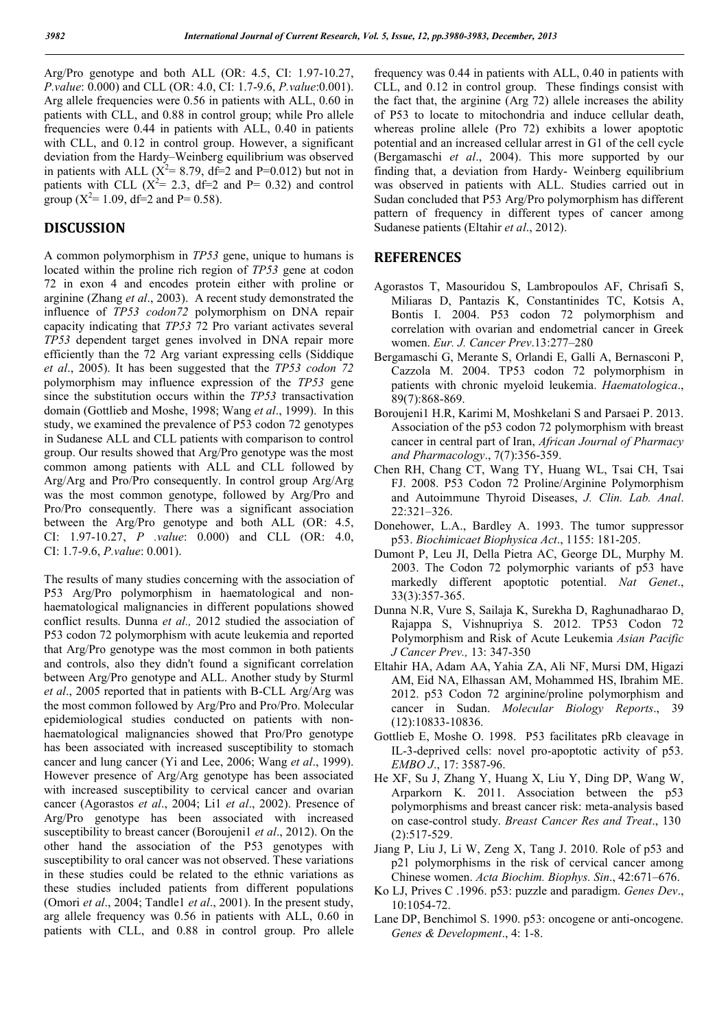Arg/Pro genotype and both ALL (OR: 4.5, CI: 1.97-10.27, *P.value*: 0.000) and CLL (OR: 4.0, CI: 1.7-9.6, *P.value*:0.001). Arg allele frequencies were 0.56 in patients with ALL, 0.60 in patients with CLL, and 0.88 in control group; while Pro allele frequencies were 0.44 in patients with ALL, 0.40 in patients with CLL, and 0.12 in control group. However, a significant deviation from the Hardy–Weinberg equilibrium was observed in patients with ALL ($X^2$= 8.79, df=2 and P=0.012) but not in patients with CLL ($X^2$= 2.3, df=2 and P= 0.32) and control group ($X^2$= 1.09, df=2 and P= 0.58).

## DISCUSSION

A common polymorphism in *TP53* gene, unique to humans is located within the proline rich region of *TP53* gene at codon 72 in exon 4 and encodes protein either with proline or arginine (Zhang *et al*., 2003). A recent study demonstrated the influence of *TP53 codon72* polymorphism on DNA repair capacity indicating that *TP53* 72 Pro variant activates several *TP53* dependent target genes involved in DNA repair more efficiently than the 72 Arg variant expressing cells (Siddique *et al*., 2005). It has been suggested that the *TP53 codon 72* polymorphism may influence expression of the *TP53* gene since the substitution occurs within the *TP53* transactivation domain (Gottlieb and Moshe, 1998; Wang *et al*., 1999). In this study, we examined the prevalence of P53 codon 72 genotypes in Sudanese ALL and CLL patients with comparison to control group. Our results showed that Arg/Pro genotype was the most common among patients with ALL and CLL followed by Arg/Arg and Pro/Pro consequently. In control group Arg/Arg was the most common genotype, followed by Arg/Pro and Pro/Pro consequently. There was a significant association between the Arg/Pro genotype and both ALL (OR: 4.5, CI: 1.97-10.27, *P .value*: 0.000) and CLL (OR: 4.0, CI: 1.7-9.6, *P.value*: 0.001).

The results of many studies concerning with the association of P53 Arg/Pro polymorphism in haematological and non-haematological malignancies in different populations showed conflict results. Dunna *et al.,* 2012 studied the association of P53 codon 72 polymorphism with acute leukemia and reported that Arg/Pro genotype was the most common in both patients and controls, also they didn't found a significant correlation between Arg/Pro genotype and ALL. Another study by Sturml *et al*., 2005 reported that in patients with B-CLL Arg/Arg was the most common followed by Arg/Pro and Pro/Pro. Molecular epidemiological studies conducted on patients with non-haematological malignancies showed that Pro/Pro genotype has been associated with increased susceptibility to stomach cancer and lung cancer (Yi and Lee, 2006; Wang *et al*., 1999). However presence of Arg/Arg genotype has been associated with increased susceptibility to cervical cancer and ovarian cancer (Agorastos *et al*., 2004; Li1 *et al*., 2002). Presence of Arg/Pro genotype has been associated with increased susceptibility to breast cancer (Boroujeni1 *et al*., 2012). On the other hand the association of the P53 genotypes with susceptibility to oral cancer was not observed. These variations in these studies could be related to the ethnic variations as these studies included patients from different populations (Omori *et al*., 2004; Tandle1 *et al*., 2001). In the present study, arg allele frequency was 0.56 in patients with ALL, 0.60 in patients with CLL, and 0.88 in control group. Pro allele frequency was 0.44 in patients with ALL, 0.40 in patients with CLL, and 0.12 in control group. These findings consist with the fact that, the arginine (Arg 72) allele increases the ability of P53 to locate to mitochondria and induce cellular death, whereas proline allele (Pro 72) exhibits a lower apoptotic potential and an increased cellular arrest in G1 of the cell cycle (Bergamaschi *et al*., 2004). This more supported by our finding that, a deviation from Hardy- Weinberg equilibrium was observed in patients with ALL. Studies carried out in Sudan concluded that P53 Arg/Pro polymorphism has different pattern of frequency in different types of cancer among Sudanese patients (Eltahir *et al*., 2012).

## REFERENCES

- Agorastos T, Masouridou S, Lambropoulos AF, Chrisafi S, Miliaras D, Pantazis K, Constantinides TC, Kotsis A, Bontis I. 2004. P53 codon 72 polymorphism and correlation with ovarian and endometrial cancer in Greek women. *Eur. J. Cancer Prev*.13:277–280
- Bergamaschi G, Merante S, Orlandi E, Galli A, Bernasconi P, Cazzola M. 2004. TP53 codon 72 polymorphism in patients with chronic myeloid leukemia. *Haematologica*., 89(7):868-869.
- Boroujeni1 H.R, Karimi M, Moshkelani S and Parsaei P. 2013. Association of the p53 codon 72 polymorphism with breast cancer in central part of Iran, *African Journal of Pharmacy and Pharmacology*., 7(7):356-359.
- Chen RH, Chang CT, Wang TY, Huang WL, Tsai CH, Tsai FJ. 2008. P53 Codon 72 Proline/Arginine Polymorphism and Autoimmune Thyroid Diseases, *J. Clin. Lab. Anal*. 22:321–326.
- Donehower, L.A., Bardley A. 1993. The tumor suppressor p53. *Biochimicaet Biophysica Act*., 1155: 181-205.
- Dumont P, Leu JI, Della Pietra AC, George DL, Murphy M. 2003. The Codon 72 polymorphic variants of p53 have markedly different apoptotic potential. *Nat Genet*., 33(3):357-365.
- Dunna N.R, Vure S, Sailaja K, Surekha D, Raghunadharao D, Rajappa S, Vishnupriya S. 2012. TP53 Codon 72 Polymorphism and Risk of Acute Leukemia *Asian Pacific J Cancer Prev.,* 13: 347-350
- Eltahir HA, Adam AA, Yahia ZA, Ali NF, Mursi DM, Higazi AM, Eid NA, Elhassan AM, Mohammed HS, Ibrahim ME. 2012. p53 Codon 72 arginine/proline polymorphism and cancer in Sudan. *Molecular Biology Reports*., 39 (12):10833-10836.
- Gottlieb E, Moshe O. 1998. P53 facilitates pRb cleavage in IL-3-deprived cells: novel pro-apoptotic activity of p53. *EMBO J*., 17: 3587-96.
- He XF, Su J, Zhang Y, Huang X, Liu Y, Ding DP, Wang W, Arparkorn K. 2011. Association between the p53 polymorphisms and breast cancer risk: meta-analysis based on case-control study. *Breast Cancer Res and Treat*., 130 (2):517-529.
- Jiang P, Liu J, Li W, Zeng X, Tang J. 2010. Role of p53 and p21 polymorphisms in the risk of cervical cancer among Chinese women. *Acta Biochim. Biophys. Sin*., 42:671–676.
- Ko LJ, Prives C .1996. p53: puzzle and paradigm. *Genes Dev*., 10:1054-72.
- Lane DP, Benchimol S. 1990. p53: oncogene or anti-oncogene. *Genes & Development*., 4: 1-8.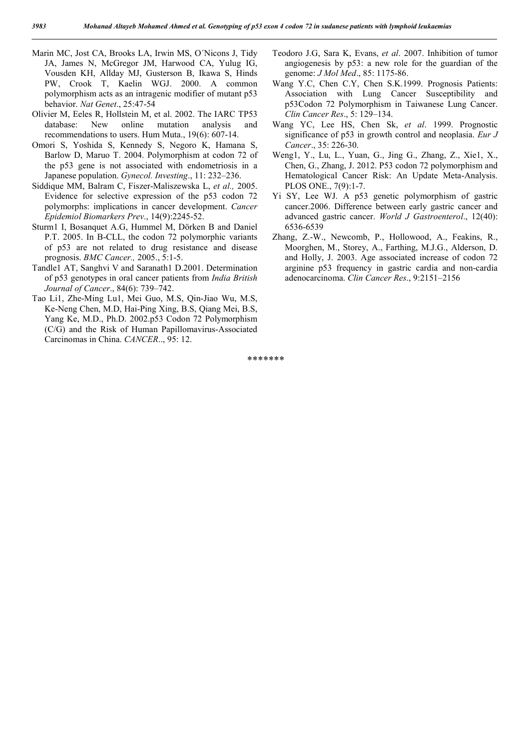Marin MC, Jost CA, Brooks LA, Irwin MS, O´Nicons J, Tidy JA, James N, McGregor JM, Harwood CA, Yulug IG, Vousden KH, Allday MJ, Gusterson B, Ikawa S, Hinds PW, Crook T, Kaelin WGJ. 2000. A common polymorphism acts as an intragenic modifier of mutant p53 behavior. *Nat Genet*., 25:47-54

Olivier M, Eeles R, Hollstein M, et al. 2002. The IARC TP53 database: New online mutation analysis and recommendations to users. Hum Muta., 19(6): 607-14.

Omori S, Yoshida S, Kennedy S, Negoro K, Hamana S, Barlow D, Maruo T. 2004. Polymorphism at codon 72 of the p53 gene is not associated with endometriosis in a Japanese population. *Gynecol. Investing*., 11: 232–236.

Siddique MM, Balram C, Fiszer-Maliszewska L, *et al.,* 2005. Evidence for selective expression of the p53 codon 72 polymorphs: implications in cancer development. *Cancer Epidemiol Biomarkers Prev*., 14(9):2245-52.

Sturm1 I, Bosanquet A.G, Hummel M, Dörken B and Daniel P.T. 2005. In B-CLL, the codon 72 polymorphic variants of p53 are not related to drug resistance and disease prognosis. *BMC Cancer.,* 2005., 5:1-5.

Tandle1 AT, Sanghvi V and Saranath1 D.2001. Determination of p53 genotypes in oral cancer patients from *India British Journal of Cancer*., 84(6): 739–742.

Tao Li1, Zhe-Ming Lu1, Mei Guo, M.S, Qin-Jiao Wu, M.S, Ke-Neng Chen, M.D, Hai-Ping Xing, B.S, Qiang Mei, B.S, Yang Ke, M.D., Ph.D. 2002.p53 Codon 72 Polymorphism (C/G) and the Risk of Human Papillomavirus-Associated Carcinomas in China. *CANCER*.., 95: 12.

Teodoro J.G, Sara K, Evans, *et al*. 2007. Inhibition of tumor angiogenesis by p53: a new role for the guardian of the genome: *J Mol Med*., 85: 1175-86.

Wang Y.C, Chen C.Y, Chen S.K.1999. Prognosis Patients: Association with Lung Cancer Susceptibility and p53Codon 72 Polymorphism in Taiwanese Lung Cancer. *Clin Cancer Res*., 5: 129–134.

Wang YC, Lee HS, Chen Sk, *et al*. 1999. Prognostic significance of p53 in growth control and neoplasia. *Eur J Cancer*., 35: 226-30.

Weng1, Y., Lu, L., Yuan, G., Jing G., Zhang, Z., Xie1, X., Chen, G., Zhang, J. 2012. P53 codon 72 polymorphism and Hematological Cancer Risk: An Update Meta-Analysis. PLOS ONE., 7(9):1-7.

Yi SY, Lee WJ. A p53 genetic polymorphism of gastric cancer.2006. Difference between early gastric cancer and advanced gastric cancer. *World J Gastroenterol*., 12(40): 6536-6539

Zhang, Z.-W., Newcomb, P., Hollowood, A., Feakins, R., Moorghen, M., Storey, A., Farthing, M.J.G., Alderson, D. and Holly, J. 2003. Age associated increase of codon 72 arginine p53 frequency in gastric cardia and non-cardia adenocarcinoma. *Clin Cancer Res*., 9:2151–2156

\*\*\*\*\*\*\*